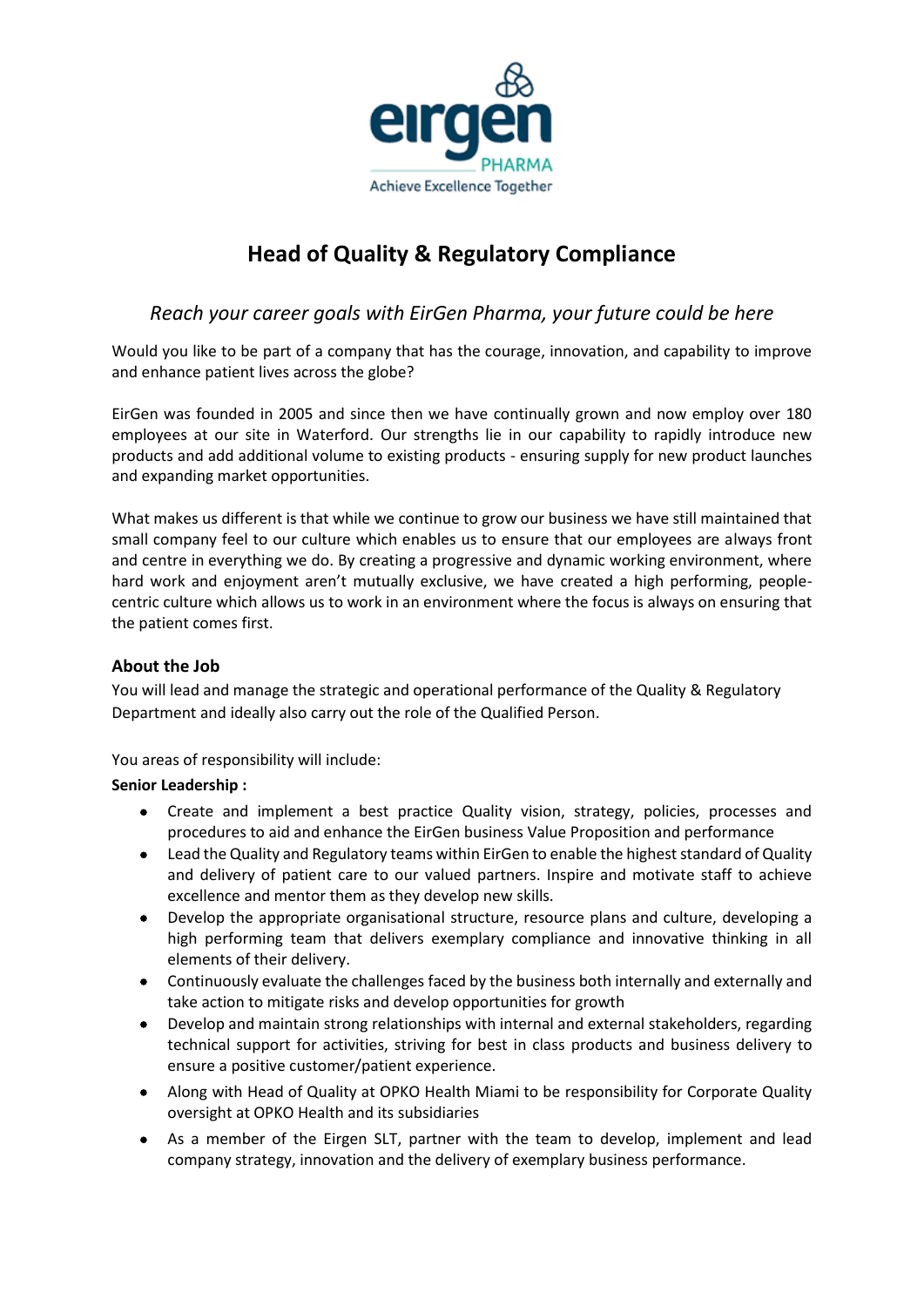eirgen PHARMA

Achieve Excellence Together

# Head of Quality & Regulatory Compliance

## *Reach your career goals with EirGen Pharma, your future could be here*

Would you like to be part of a company that has the courage, innovation, and capability to improve and enhance patient lives across the globe?

EirGen was founded in 2005 and since then we have continually grown and now employ over 180 employees at our site in Waterford. Our strengths lie in our capability to rapidly introduce new products and add additional volume to existing products - ensuring supply for new product launches and expanding market opportunities.

What makes us different is that while we continue to grow our business we have still maintained that small company feel to our culture which enables us to ensure that our employees are always front and centre in everything we do. By creating a progressive and dynamic working environment, where hard work and enjoyment aren't mutually exclusive, we have created a high performing, people-centric culture which allows us to work in an environment where the focus is always on ensuring that the patient comes first.

### About the Job

You will lead and manage the strategic and operational performance of the Quality & Regulatory Department and ideally also carry out the role of the Qualified Person.

You areas of responsibility will include:

**Senior Leadership :**

- Create and implement a best practice Quality vision, strategy, policies, processes and procedures to aid and enhance the EirGen business Value Proposition and performance
- Lead the Quality and Regulatory teams within EirGen to enable the highest standard of Quality and delivery of patient care to our valued partners. Inspire and motivate staff to achieve excellence and mentor them as they develop new skills.
- Develop the appropriate organisational structure, resource plans and culture, developing a high performing team that delivers exemplary compliance and innovative thinking in all elements of their delivery.
- Continuously evaluate the challenges faced by the business both internally and externally and take action to mitigate risks and develop opportunities for growth
- Develop and maintain strong relationships with internal and external stakeholders, regarding technical support for activities, striving for best in class products and business delivery to ensure a positive customer/patient experience.
- Along with Head of Quality at OPKO Health Miami to be responsibility for Corporate Quality oversight at OPKO Health and its subsidiaries
- As a member of the Eirgen SLT, partner with the team to develop, implement and lead company strategy, innovation and the delivery of exemplary business performance.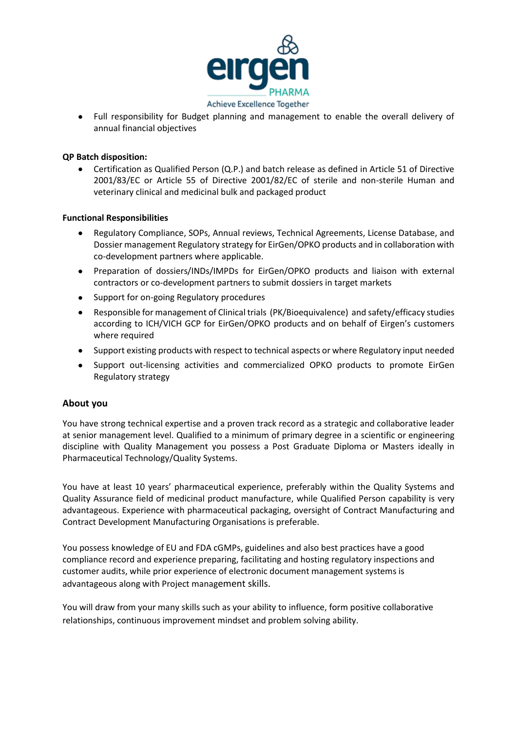- Full responsibility for Budget planning and management to enable the overall delivery of annual financial objectives

**QP Batch disposition:**

- Certification as Qualified Person (Q.P.) and batch release as defined in Article 51 of Directive 2001/83/EC or Article 55 of Directive 2001/82/EC of sterile and non-sterile Human and veterinary clinical and medicinal bulk and packaged product

**Functional Responsibilities**

- Regulatory Compliance, SOPs, Annual reviews, Technical Agreements, License Database, and Dossier management Regulatory strategy for EirGen/OPKO products and in collaboration with co-development partners where applicable.
- Preparation of dossiers/INDs/IMPDs for EirGen/OPKO products and liaison with external contractors or co-development partners to submit dossiers in target markets
- Support for on-going Regulatory procedures
- Responsible for management of Clinical trials (PK/Bioequivalence) and safety/efficacy studies according to ICH/VICH GCP for EirGen/OPKO products and on behalf of Eirgen's customers where required
- Support existing products with respect to technical aspects or where Regulatory input needed
- Support out-licensing activities and commercialized OPKO products to promote EirGen Regulatory strategy

## About you

You have strong technical expertise and a proven track record as a strategic and collaborative leader at senior management level. Qualified to a minimum of primary degree in a scientific or engineering discipline with Quality Management you possess a Post Graduate Diploma or Masters ideally in Pharmaceutical Technology/Quality Systems.

You have at least 10 years' pharmaceutical experience, preferably within the Quality Systems and Quality Assurance field of medicinal product manufacture, while Qualified Person capability is very advantageous. Experience with pharmaceutical packaging, oversight of Contract Manufacturing and Contract Development Manufacturing Organisations is preferable.

You possess knowledge of EU and FDA cGMPs, guidelines and also best practices have a good compliance record and experience preparing, facilitating and hosting regulatory inspections and customer audits, while prior experience of electronic document management systems is advantageous along with Project management skills.

You will draw from your many skills such as your ability to influence, form positive collaborative relationships, continuous improvement mindset and problem solving ability.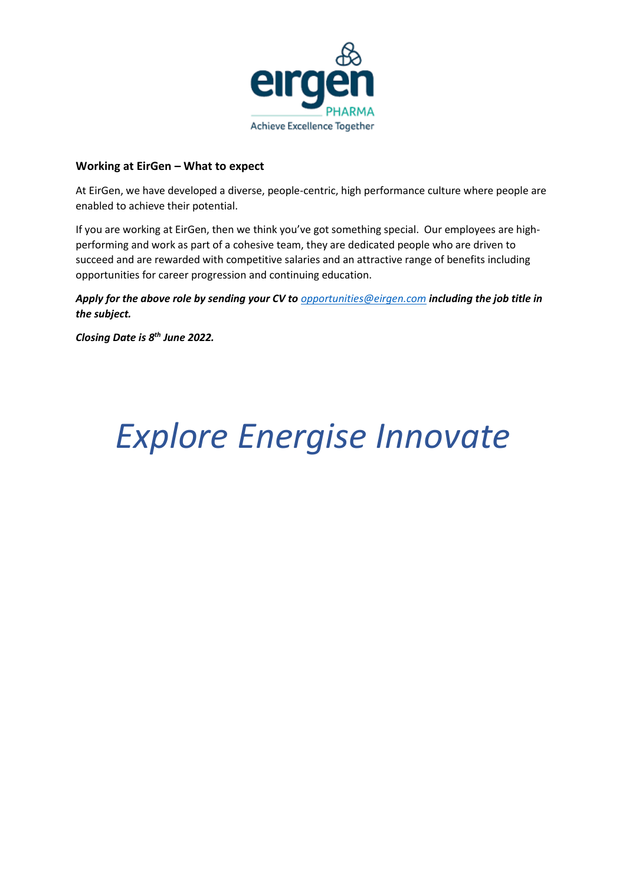eirgen PHARMA

Achieve Excellence Together

**Working at EirGen – What to expect**

At EirGen, we have developed a diverse, people-centric, high performance culture where people are enabled to achieve their potential.

If you are working at EirGen, then we think you've got something special. Our employees are high-performing and work as part of a cohesive team, they are dedicated people who are driven to succeed and are rewarded with competitive salaries and an attractive range of benefits including opportunities for career progression and continuing education.

***Apply for the above role by sending your CV to [opportunities@eirgen.com](mailto:opportunities@eirgen.com) including the job title in the subject.***

***Closing Date is 8th June 2022.***

*Explore Energise Innovate*